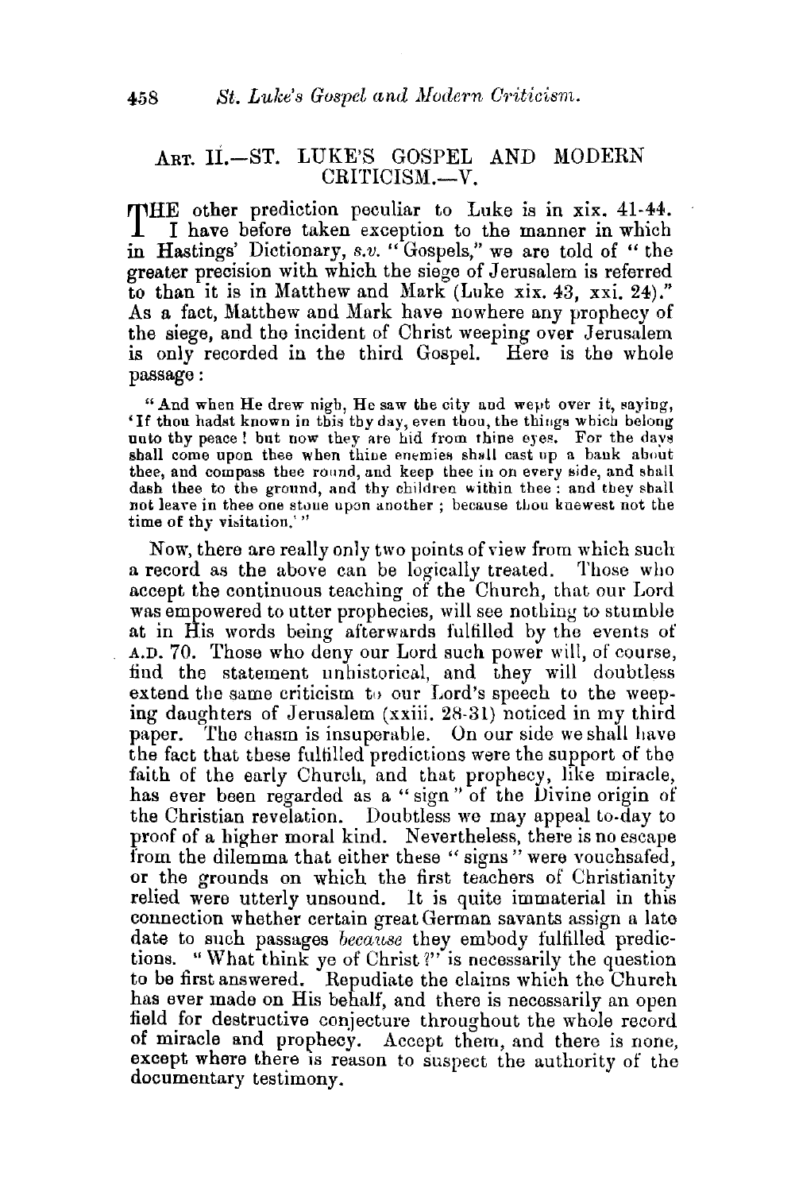## ART. II.—ST. LUKE'S GOSPEL AND MODERN CRITICISM.—V.

THE other prediction peculiar to Luke is in xix. 41-44. I have before taken exception to the manner in which in Hastings' Dictionary, *s.v.* "Gospels," we are told of "the greater precision with which the siege of Jerusalem is referred to than it is in Matthew and Mark (Luke xix. 43, xxi. 24)." As a fact, Matthew and Mark have nowhere any prophecy of the siege, and the incident of Christ weeping over Jerusalem is only recorded in the third Gospel. Here is the whole passage:

> "And when He drew nigh, He saw the city and wept over it, saying, 'If thou hadst known in this thy day, even thou, the things which belong unto thy peace! but now they are hid from thine eyes. For the days shall come upon thee when thine enemies shall cast up a bank about thee, and compass thee round, and keep thee in on every side, and shall dash thee to the ground, and thy children within thee: and they shall not leave in thee one stone upon another; because thou knewest not the time of thy visitation.'"

Now, there are really only two points of view from which such a record as the above can be logically treated. Those who accept the continuous teaching of the Church, that our Lord was empowered to utter prophecies, will see nothing to stumble at in His words being afterwards fulfilled by the events of A.D. 70. Those who deny our Lord such power will, of course, find the statement unhistorical, and they will doubtless extend the same criticism to our Lord's speech to the weeping daughters of Jerusalem (xxiii. 28-31) noticed in my third paper. The chasm is insuperable. On our side we shall have the fact that these fulfilled predictions were the support of the faith of the early Church, and that prophecy, like miracle, has ever been regarded as a "sign" of the Divine origin of the Christian revelation. Doubtless we may appeal to-day to proof of a higher moral kind. Nevertheless, there is no escape from the dilemma that either these "signs" were vouchsafed, or the grounds on which the first teachers of Christianity relied were utterly unsound. It is quite immaterial in this connection whether certain great German savants assign a late date to such passages *because* they embody fulfilled predictions. "What think ye of Christ?" is necessarily the question to be first answered. Repudiate the claims which the Church has ever made on His behalf, and there is necessarily an open field for destructive conjecture throughout the whole record of miracle and prophecy. Accept them, and there is none, except where there is reason to suspect the authority of the documentary testimony.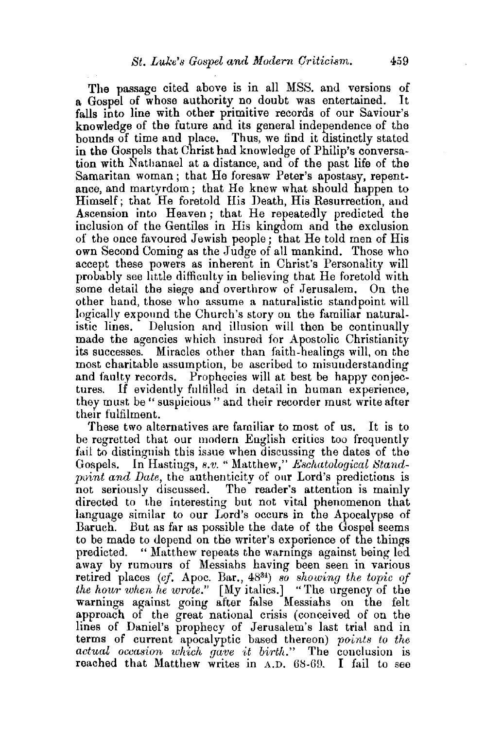The passage cited above is in all MSS. and versions of a Gospel of whose authority no doubt was entertained. It falls into line with other primitive records of our Saviour's knowledge of the future and its general independence of the bounds of time and place. Thus, we find it distinctly stated in the Gospels that Christ had knowledge of Philip's conversation with Nathanael at a distance, and of the past life of the Samaritan woman; that He foresaw Peter's apostasy, repentance, and martyrdom; that He knew what should happen to Himself; that He foretold His Death, His Resurrection, and Ascension into Heaven; that He repeatedly predicted the inclusion of the Gentiles in His kingdom and the exclusion of the once favoured Jewish people; that He told men of His own Second Coming as the Judge of all mankind. Those who accept these powers as inherent in Christ's Personality will probably see little difficulty in believing that He foretold with some detail the siege and overthrow of Jerusalem. On the other hand, those who assume a naturalistic standpoint will logically expound the Church's story on the familiar naturalistic lines. Delusion and illusion will then be continually made the agencies which insured for Apostolic Christianity its successes. Miracles other than faith-healings will, on the most charitable assumption, be ascribed to misunderstanding and faulty records. Prophecies will at best be happy conjectures. If evidently fulfilled in detail in human experience, they must be "suspicious" and their recorder must write after their fulfilment.

These two alternatives are familiar to most of us. It is to be regretted that our modern English critics too frequently fail to distinguish this issue when discussing the dates of the Gospels. In Hastings, *s.v.* "Matthew," *Eschatological Standpoint and Date*, the authenticity of our Lord's predictions is not seriously discussed. The reader's attention is mainly directed to the interesting but not vital phenomenon that language similar to our Lord's occurs in the Apocalypse of Baruch. But as far as possible the date of the Gospel seems to be made to depend on the writer's experience of the things predicted. "Matthew repeats the warnings against being led away by rumours of Messiahs having been seen in various retired places (*cf.* Apoc. Bar., 48[34]) *so showing the topic of the hour when he wrote.*" [My italics.] "The urgency of the warnings against going after false Messiahs on the felt approach of the great national crisis (conceived of on the lines of Daniel's prophecy of Jerusalem's last trial and in terms of current apocalyptic based thereon) *points to the actual occasion which gave it birth.*" The conclusion is reached that Matthew writes in A.D. 68-69. I fail to see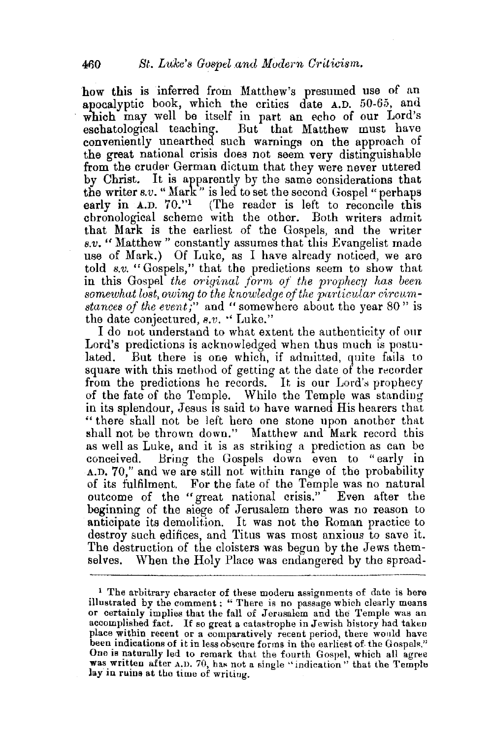how this is inferred from Matthew's presumed use of an apocalyptic book, which the critics date A.D. 50-65, and which may well be itself in part an echo of our Lord's eschatological teaching. But that Matthew must have conveniently unearthed such warnings on the approach of the great national crisis does not seem very distinguishable from the cruder German dictum that they were never uttered by Christ. It is apparently by the same considerations that the writer *s.v.* "Mark" is led to set the second Gospel "perhaps early in A.D. 70."[1] (The reader is left to reconcile this chronological scheme with the other. Both writers admit that Mark is the earliest of the Gospels, and the writer *s.v.* "Matthew" constantly assumes that this Evangelist made use of Mark.) Of Luke, as I have already noticed, we are told *s.v.* "Gospels," that the predictions seem to show that in this Gospel *the original form of the prophecy has been somewhat lost, owing to the knowledge of the particular circumstances of the event;*" and "somewhere about the year 80" is the date conjectured, *s.v.* "Luke."

I do not understand to what extent the authenticity of our Lord's predictions is acknowledged when thus much is postulated. But there is one which, if admitted, quite fails to square with this method of getting at the date of the recorder from the predictions he records. It is our Lord's prophecy of the fate of the Temple. While the Temple was standing in its splendour, Jesus is said to have warned His hearers that "there shall not be left here one stone upon another that shall not be thrown down." Matthew and Mark record this as well as Luke, and it is as striking a prediction as can be conceived. Bring the Gospels down even to "early in A.D. 70," and we are still not within range of the probability of its fulfilment. For the fate of the Temple was no natural outcome of the "great national crisis." Even after the beginning of the siege of Jerusalem there was no reason to anticipate its demolition. It was not the Roman practice to destroy such edifices, and Titus was most anxious to save it. The destruction of the cloisters was begun by the Jews themselves. When the Holy Place was endangered by the spread-

[1] The arbitrary character of these modern assignments of date is here illustrated by the comment: "There is no passage which clearly means or certainly implies that the fall of Jerusalem and the Temple was an accomplished fact. If so great a catastrophe in Jewish history had taken place within recent or a comparatively recent period, there would have been indications of it in less obscure forms in the earliest of the Gospels." One is naturally led to remark that the fourth Gospel, which all agree was written after A.D. 70, has not a single "indication" that the Temple lay in ruins at the time of writing.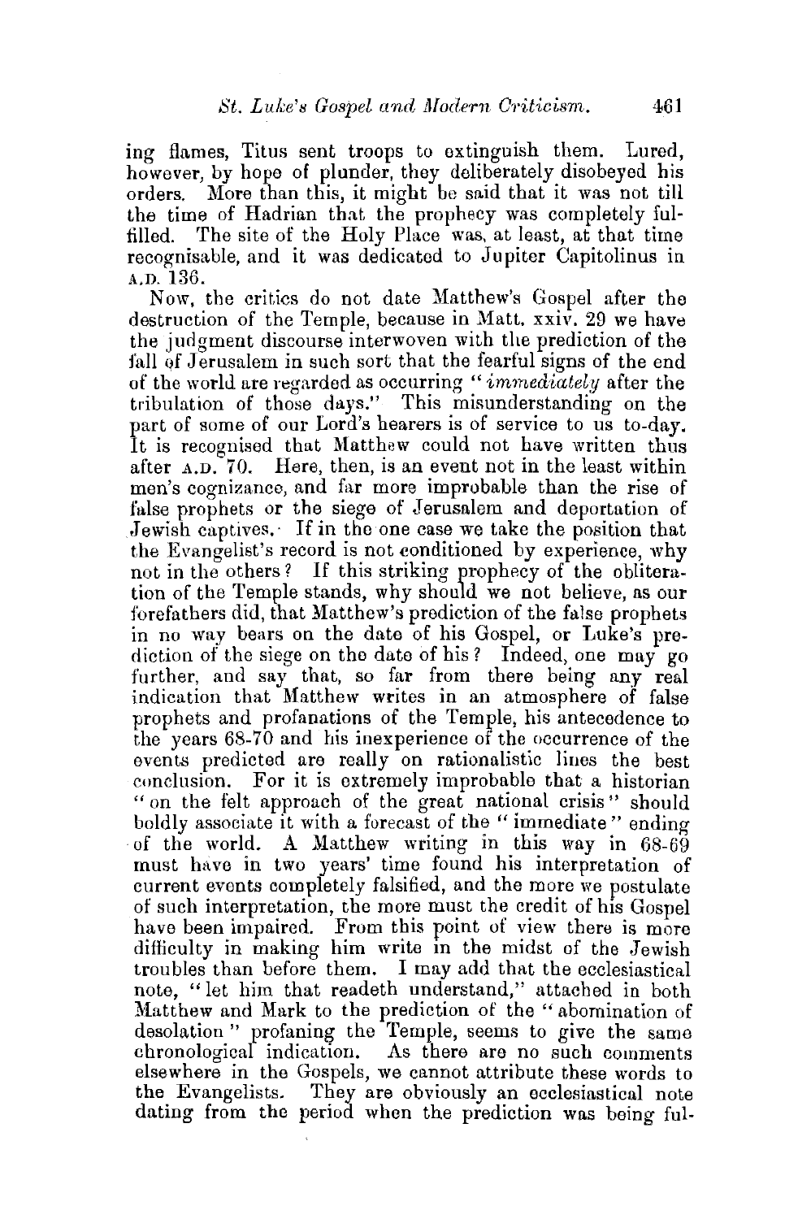ing flames, Titus sent troops to extinguish them. Lured, however, by hope of plunder, they deliberately disobeyed his orders. More than this, it might be said that it was not till the time of Hadrian that the prophecy was completely fulfilled. The site of the Holy Place was, at least, at that time recognisable, and it was dedicated to Jupiter Capitolinus in A.D. 136.

Now, the critics do not date Matthew's Gospel after the destruction of the Temple, because in Matt. xxiv. 29 we have the judgment discourse interwoven with the prediction of the fall of Jerusalem in such sort that the fearful signs of the end of the world are regarded as occurring "*immediately* after the tribulation of those days." This misunderstanding on the part of some of our Lord's hearers is of service to us to-day. It is recognised that Matthew could not have written thus after A.D. 70. Here, then, is an event not in the least within men's cognizance, and far more improbable than the rise of false prophets or the siege of Jerusalem and deportation of Jewish captives. If in the one case we take the position that the Evangelist's record is not conditioned by experience, why not in the others? If this striking prophecy of the obliteration of the Temple stands, why should we not believe, as our forefathers did, that Matthew's prediction of the false prophets in no way bears on the date of his Gospel, or Luke's prediction of the siege on the date of his? Indeed, one may go further, and say that, so far from there being any real indication that Matthew writes in an atmosphere of false prophets and profanations of the Temple, his antecedence to the years 68-70 and his inexperience of the occurrence of the events predicted are really on rationalistic lines the best conclusion. For it is extremely improbable that a historian "on the felt approach of the great national crisis" should boldly associate it with a forecast of the "immediate" ending of the world. A Matthew writing in this way in 68-69 must have in two years' time found his interpretation of current events completely falsified, and the more we postulate of such interpretation, the more must the credit of his Gospel have been impaired. From this point of view there is more difficulty in making him write in the midst of the Jewish troubles than before them. I may add that the ecclesiastical note, "let him that readeth understand," attached in both Matthew and Mark to the prediction of the "abomination of desolation" profaning the Temple, seems to give the same chronological indication. As there are no such comments elsewhere in the Gospels, we cannot attribute these words to the Evangelists. They are obviously an ecclesiastical note dating from the period when the prediction was being ful-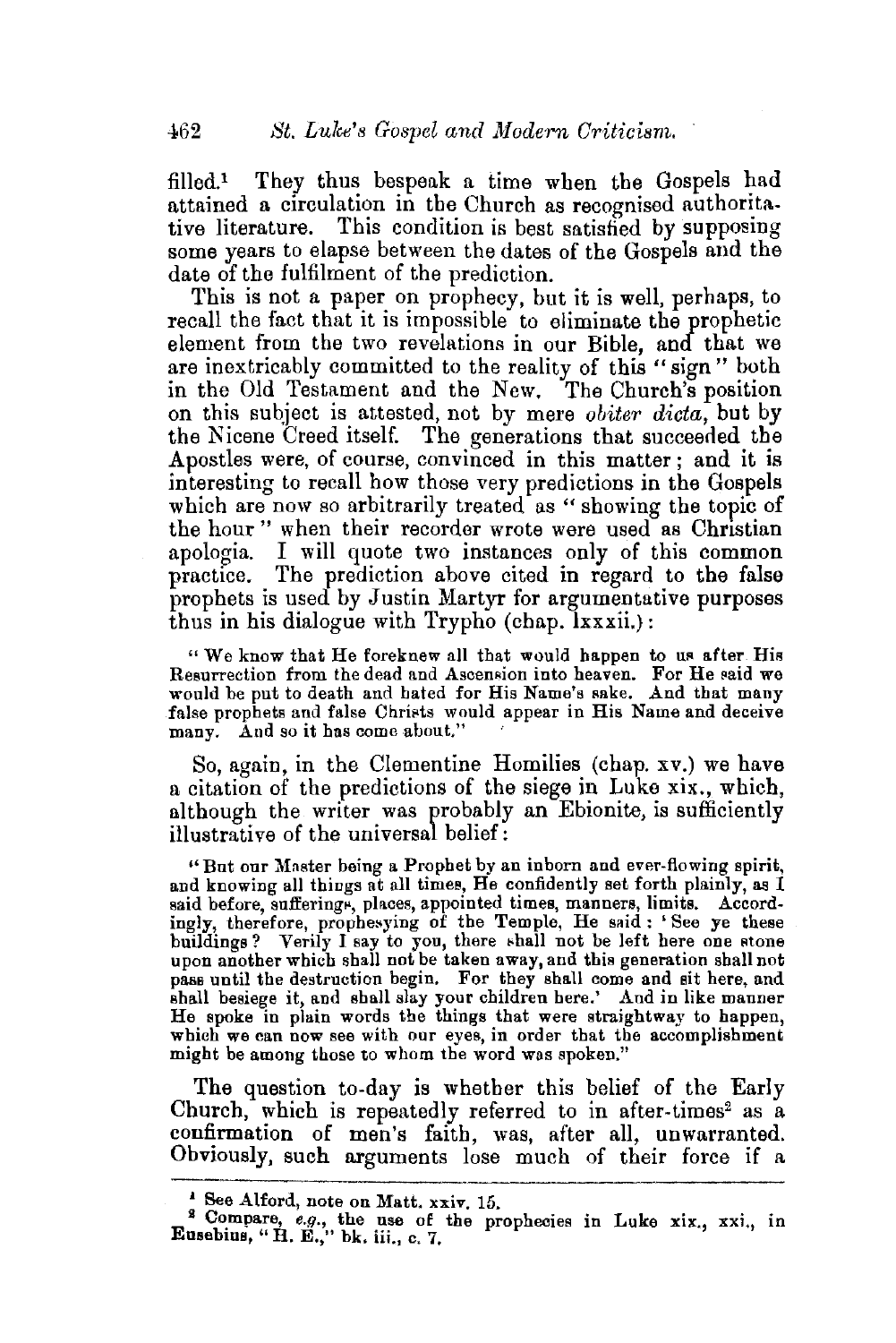filled.[1] They thus bespeak a time when the Gospels had attained a circulation in the Church as recognised authoritative literature. This condition is best satisfied by supposing some years to elapse between the dates of the Gospels and the date of the fulfilment of the prediction.

This is not a paper on prophecy, but it is well, perhaps, to recall the fact that it is impossible to eliminate the prophetic element from the two revelations in our Bible, and that we are inextricably committed to the reality of this "sign" both in the Old Testament and the New. The Church's position on this subject is attested, not by mere *obiter dicta*, but by the Nicene Creed itself. The generations that succeeded the Apostles were, of course, convinced in this matter; and it is interesting to recall how those very predictions in the Gospels which are now so arbitrarily treated as "showing the topic of the hour" when their recorder wrote were used as Christian apologia. I will quote two instances only of this common practice. The prediction above cited in regard to the false prophets is used by Justin Martyr for argumentative purposes thus in his dialogue with Trypho (chap. lxxxii.):

> "We know that He foreknew all that would happen to us after His Resurrection from the dead and Ascension into heaven. For He said we would be put to death and hated for His Name's sake. And that many false prophets and false Christs would appear in His Name and deceive many. And so it has come about."

So, again, in the Clementine Homilies (chap. xv.) we have a citation of the predictions of the siege in Luke xix., which, although the writer was probably an Ebionite, is sufficiently illustrative of the universal belief:

> "But our Master being a Prophet by an inborn and ever-flowing spirit, and knowing all things at all times, He confidently set forth plainly, as I said before, sufferings, places, appointed times, manners, limits. Accordingly, therefore, prophesying of the Temple, He said: 'See ye these buildings? Verily I say to you, there shall not be left here one stone upon another which shall not be taken away, and this generation shall not pass until the destruction begin. For they shall come and sit here, and shall besiege it, and shall slay your children here.' And in like manner He spoke in plain words the things that were straightway to happen, which we can now see with our eyes, in order that the accomplishment might be among those to whom the word was spoken."

The question to-day is whether this belief of the Early Church, which is repeatedly referred to in after-times[2] as a confirmation of men's faith, was, after all, unwarranted. Obviously, such arguments lose much of their force if a

---

[1] See Alford, note on Matt. xxiv. 15.

[2] Compare, *e.g.*, the use of the prophecies in Luke xix., xxi., in Eusebius, "H. E.," bk. iii., c. 7.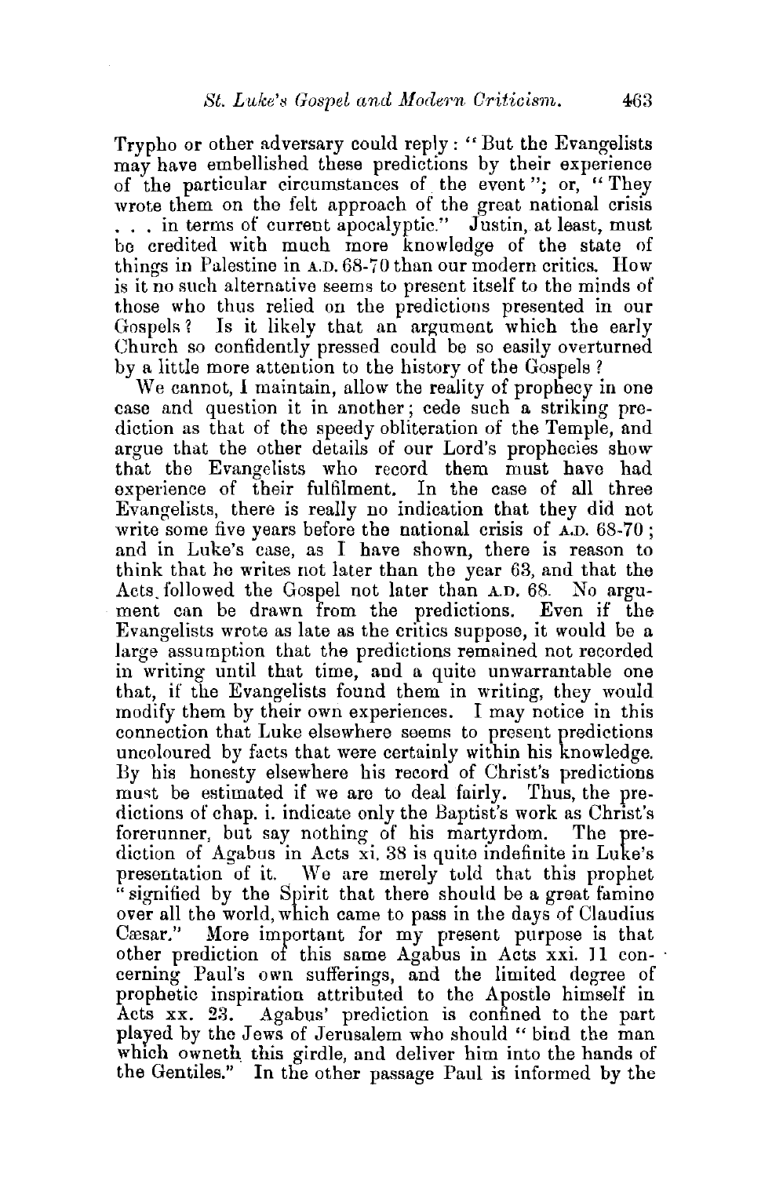Trypho or other adversary could reply: "But the Evangelists may have embellished these predictions by their experience of the particular circumstances of the event"; or, "They wrote them on the felt approach of the great national crisis . . . in terms of current apocalyptic." Justin, at least, must be credited with much more knowledge of the state of things in Palestine in A.D. 68-70 than our modern critics. How is it no such alternative seems to present itself to the minds of those who thus relied on the predictions presented in our Gospels? Is it likely that an argument which the early Church so confidently pressed could be so easily overturned by a little more attention to the history of the Gospels?

We cannot, I maintain, allow the reality of prophecy in one case and question it in another; cede such a striking prediction as that of the speedy obliteration of the Temple, and argue that the other details of our Lord's prophecies show that the Evangelists who record them must have had experience of their fulfilment. In the case of all three Evangelists, there is really no indication that they did not write some five years before the national crisis of A.D. 68-70; and in Luke's case, as I have shown, there is reason to think that he writes not later than the year 63, and that the Acts followed the Gospel not later than A.D. 68. No argument can be drawn from the predictions. Even if the Evangelists wrote as late as the critics suppose, it would be a large assumption that the predictions remained not recorded in writing until that time, and a quite unwarrantable one that, if the Evangelists found them in writing, they would modify them by their own experiences. I may notice in this connection that Luke elsewhere seems to present predictions uncoloured by facts that were certainly within his knowledge. By his honesty elsewhere his record of Christ's predictions must be estimated if we are to deal fairly. Thus, the predictions of chap. i. indicate only the Baptist's work as Christ's forerunner, but say nothing of his martyrdom. The prediction of Agabus in Acts xi. 38 is quite indefinite in Luke's presentation of it. We are merely told that this prophet "signified by the Spirit that there should be a great famine over all the world, which came to pass in the days of Claudius Cæsar." More important for my present purpose is that other prediction of this same Agabus in Acts xxi. 11 concerning Paul's own sufferings, and the limited degree of prophetic inspiration attributed to the Apostle himself in Acts xx. 23. Agabus' prediction is confined to the part played by the Jews of Jerusalem who should "bind the man which owneth this girdle, and deliver him into the hands of the Gentiles." In the other passage Paul is informed by the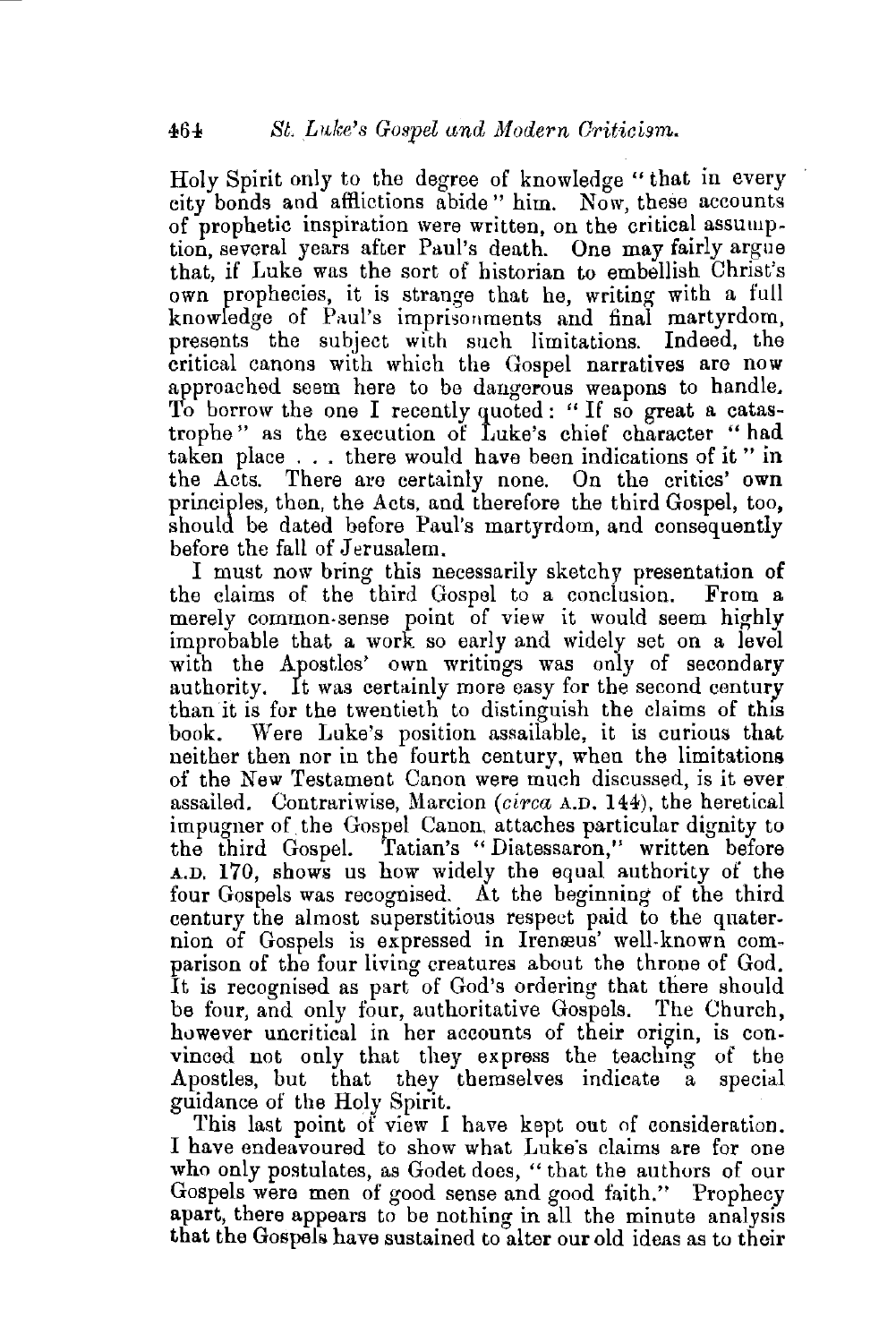Holy Spirit only to the degree of knowledge "that in every city bonds and afflictions abide" him. Now, these accounts of prophetic inspiration were written, on the critical assumption, several years after Paul's death. One may fairly argue that, if Luke was the sort of historian to embellish Christ's own prophecies, it is strange that he, writing with a full knowledge of Paul's imprisonments and final martyrdom, presents the subject with such limitations. Indeed, the critical canons with which the Gospel narratives are now approached seem here to be dangerous weapons to handle. To borrow the one I recently quoted: "If so great a catastrophe" as the execution of Luke's chief character "had taken place . . . there would have been indications of it" in the Acts. There are certainly none. On the critics' own principles, then, the Acts, and therefore the third Gospel, too, should be dated before Paul's martyrdom, and consequently before the fall of Jerusalem.

I must now bring this necessarily sketchy presentation of the claims of the third Gospel to a conclusion. From a merely common-sense point of view it would seem highly improbable that a work so early and widely set on a level with the Apostles' own writings was only of secondary authority. It was certainly more easy for the second century than it is for the twentieth to distinguish the claims of this book. Were Luke's position assailable, it is curious that neither then nor in the fourth century, when the limitations of the New Testament Canon were much discussed, is it ever assailed. Contrariwise, Marcion (*circa* A.D. 144), the heretical impugner of the Gospel Canon, attaches particular dignity to the third Gospel. Tatian's "Diatessaron," written before A.D. 170, shows us how widely the equal authority of the four Gospels was recognised. At the beginning of the third century the almost superstitious respect paid to the quaternion of Gospels is expressed in Irenæus' well-known comparison of the four living creatures about the throne of God. It is recognised as part of God's ordering that there should be four, and only four, authoritative Gospels. The Church, however uncritical in her accounts of their origin, is convinced not only that they express the teaching of the Apostles, but that they themselves indicate a special guidance of the Holy Spirit.

This last point of view I have kept out of consideration. I have endeavoured to show what Luke's claims are for one who only postulates, as Godet does, "that the authors of our Gospels were men of good sense and good faith." Prophecy apart, there appears to be nothing in all the minute analysis that the Gospels have sustained to alter our old ideas as to their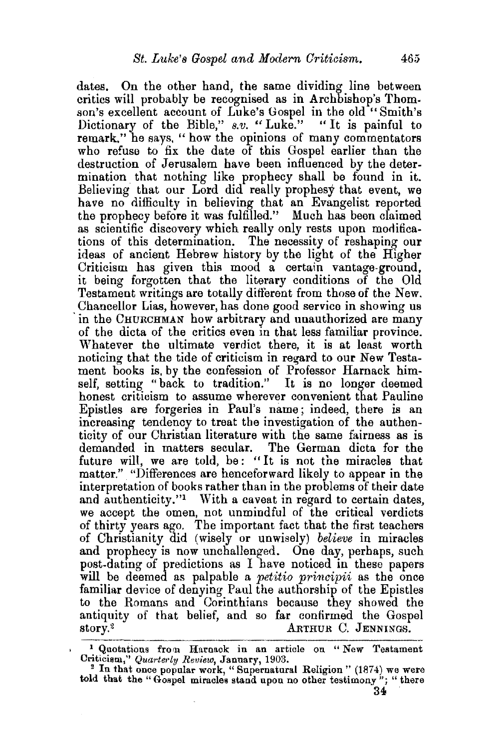dates. On the other hand, the same dividing line between critics will probably be recognised as in Archbishop's Thomson's excellent account of Luke's Gospel in the old "Smith's Dictionary of the Bible," *s.v.* "Luke." "It is painful to remark," he says, "how the opinions of many commentators who refuse to fix the date of this Gospel earlier than the destruction of Jerusalem have been influenced by the determination that nothing like prophecy shall be found in it. Believing that our Lord did really prophesy that event, we have no difficulty in believing that an Evangelist reported the prophecy before it was fulfilled." Much has been claimed as scientific discovery which really only rests upon modifications of this determination. The necessity of reshaping our ideas of ancient Hebrew history by the light of the Higher Criticism has given this mood a certain vantage-ground, it being forgotten that the literary conditions of the Old Testament writings are totally different from those of the New. Chancellor Lias, however, has done good service in showing us in the CHURCHMAN how arbitrary and unauthorized are many of the dicta of the critics even in that less familiar province. Whatever the ultimate verdict there, it is at least worth noticing that the tide of criticism in regard to our New Testament books is, by the confession of Professor Harnack himself, setting "back to tradition." It is no longer deemed honest criticism to assume wherever convenient that Pauline Epistles are forgeries in Paul's name; indeed, there is an increasing tendency to treat the investigation of the authenticity of our Christian literature with the same fairness as is demanded in matters secular. The German dicta for the future will, we are told, be: "It is not the miracles that matter." "Differences are henceforward likely to appear in the interpretation of books rather than in the problems of their date and authenticity."[1] With a caveat in regard to certain dates, we accept the omen, not unmindful of the critical verdicts of thirty years ago. The important fact that the first teachers of Christianity did (wisely or unwisely) *believe* in miracles and prophecy is now unchallenged. One day, perhaps, such post-dating of predictions as I have noticed in these papers will be deemed as palpable a *petitio principii* as the once familiar device of denying Paul the authorship of the Epistles to the Romans and Corinthians because they showed the antiquity of that belief, and so far confirmed the Gospel story.[2]

ARTHUR C. JENNINGS.

---

[1] Quotations from Harnack in an article on "New Testament Criticism," *Quarterly Review*, January, 1903.

[2] In that once popular work, "Supernatural Religion" (1874) we were told that the "Gospel miracles stand upon no other testimony"; "there